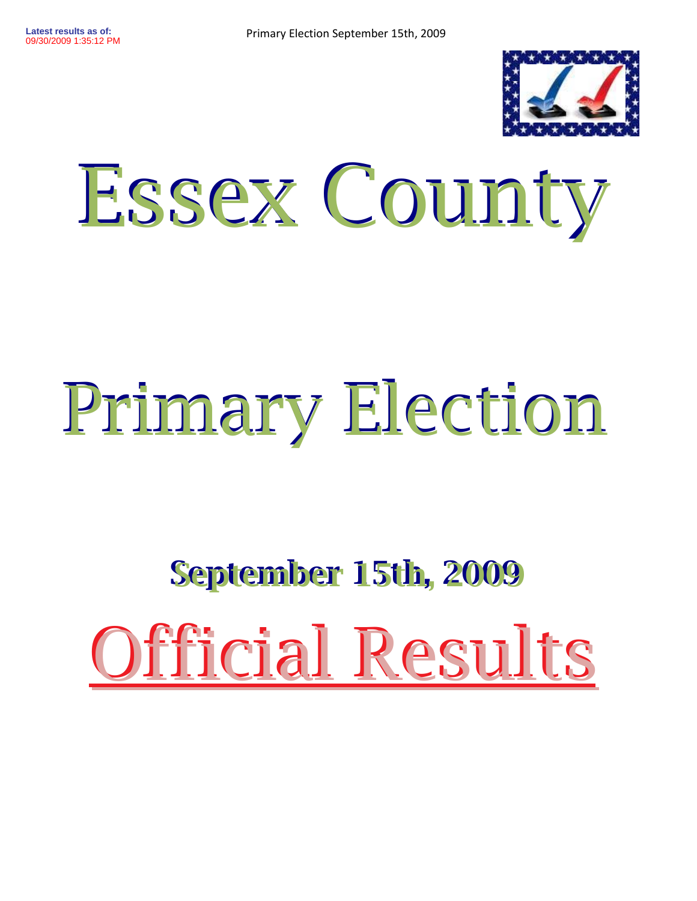Latest results as of:
09/30/2009 1:35:12 PM

# Essex County

# Primary Election

## September 15th, 2009

# Official Results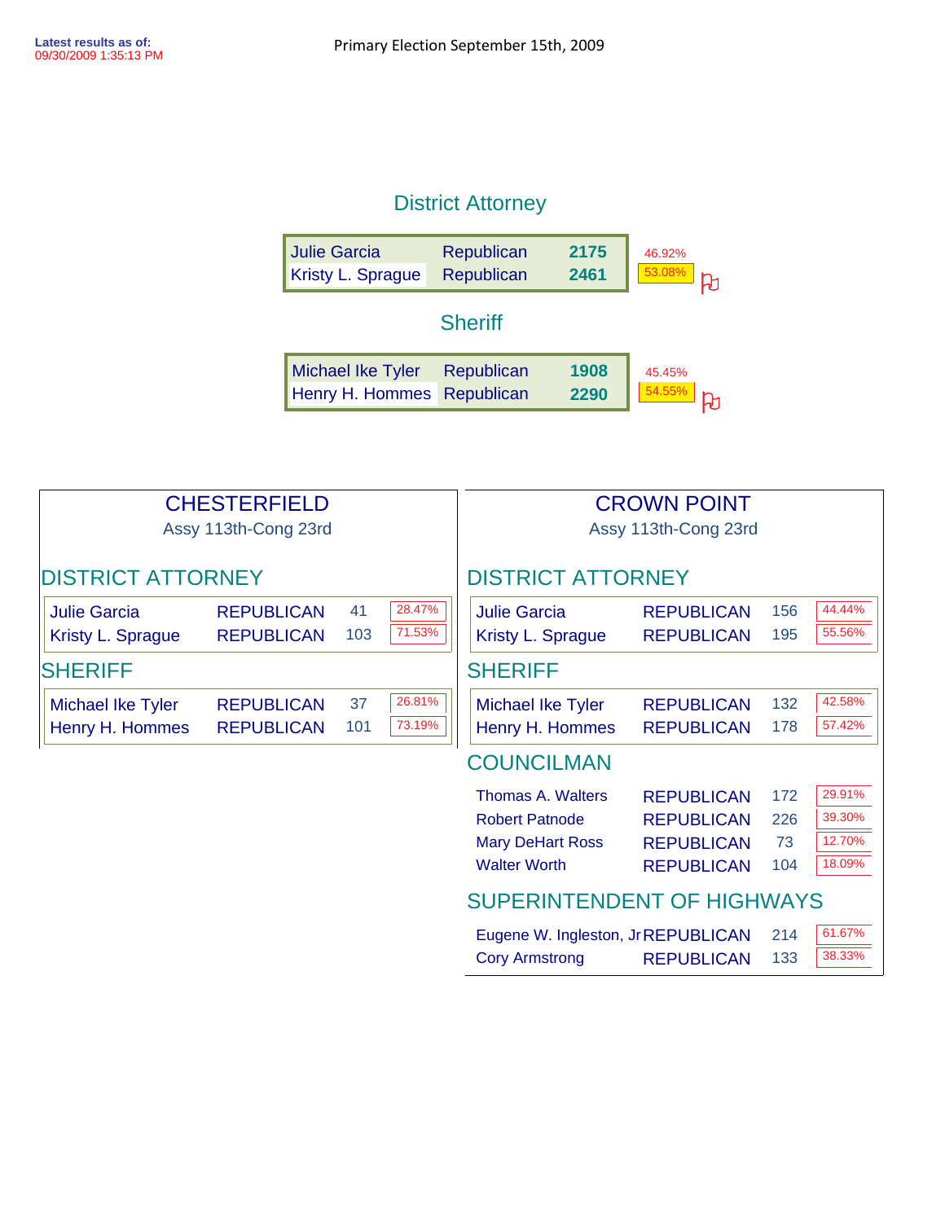Latest results as of:
09/30/2009 1:35:13 PM

Primary Election September 15th, 2009

## District Attorney

| Candidate | Party | Votes | % |
|---|---|---|---|
| Julie Garcia | Republican | 2175 | 46.92% |
| Kristy L. Sprague | Republican | 2461 | 53.08% |

## Sheriff

| Candidate | Party | Votes | % |
|---|---|---|---|
| Michael Ike Tyler | Republican | 1908 | 45.45% |
| Henry H. Hommes | Republican | 2290 | 54.55% |

## CHESTERFIELD

Assy 113th-Cong 23rd

### DISTRICT ATTORNEY

| Candidate | Party | Votes | % |
|---|---|---|---|
| Julie Garcia | REPUBLICAN | 41 | 28.47% |
| Kristy L. Sprague | REPUBLICAN | 103 | 71.53% |

### SHERIFF

| Candidate | Party | Votes | % |
|---|---|---|---|
| Michael Ike Tyler | REPUBLICAN | 37 | 26.81% |
| Henry H. Hommes | REPUBLICAN | 101 | 73.19% |

## CROWN POINT

Assy 113th-Cong 23rd

### DISTRICT ATTORNEY

| Candidate | Party | Votes | % |
|---|---|---|---|
| Julie Garcia | REPUBLICAN | 156 | 44.44% |
| Kristy L. Sprague | REPUBLICAN | 195 | 55.56% |

### SHERIFF

| Candidate | Party | Votes | % |
|---|---|---|---|
| Michael Ike Tyler | REPUBLICAN | 132 | 42.58% |
| Henry H. Hommes | REPUBLICAN | 178 | 57.42% |

### COUNCILMAN

| Candidate | Party | Votes | % |
|---|---|---|---|
| Thomas A. Walters | REPUBLICAN | 172 | 29.91% |
| Robert Patnode | REPUBLICAN | 226 | 39.30% |
| Mary DeHart Ross | REPUBLICAN | 73 | 12.70% |
| Walter Worth | REPUBLICAN | 104 | 18.09% |

### SUPERINTENDENT OF HIGHWAYS

| Candidate | Party | Votes | % |
|---|---|---|---|
| Eugene W. Ingleston, Jr | REPUBLICAN | 214 | 61.67% |
| Cory Armstrong | REPUBLICAN | 133 | 38.33% |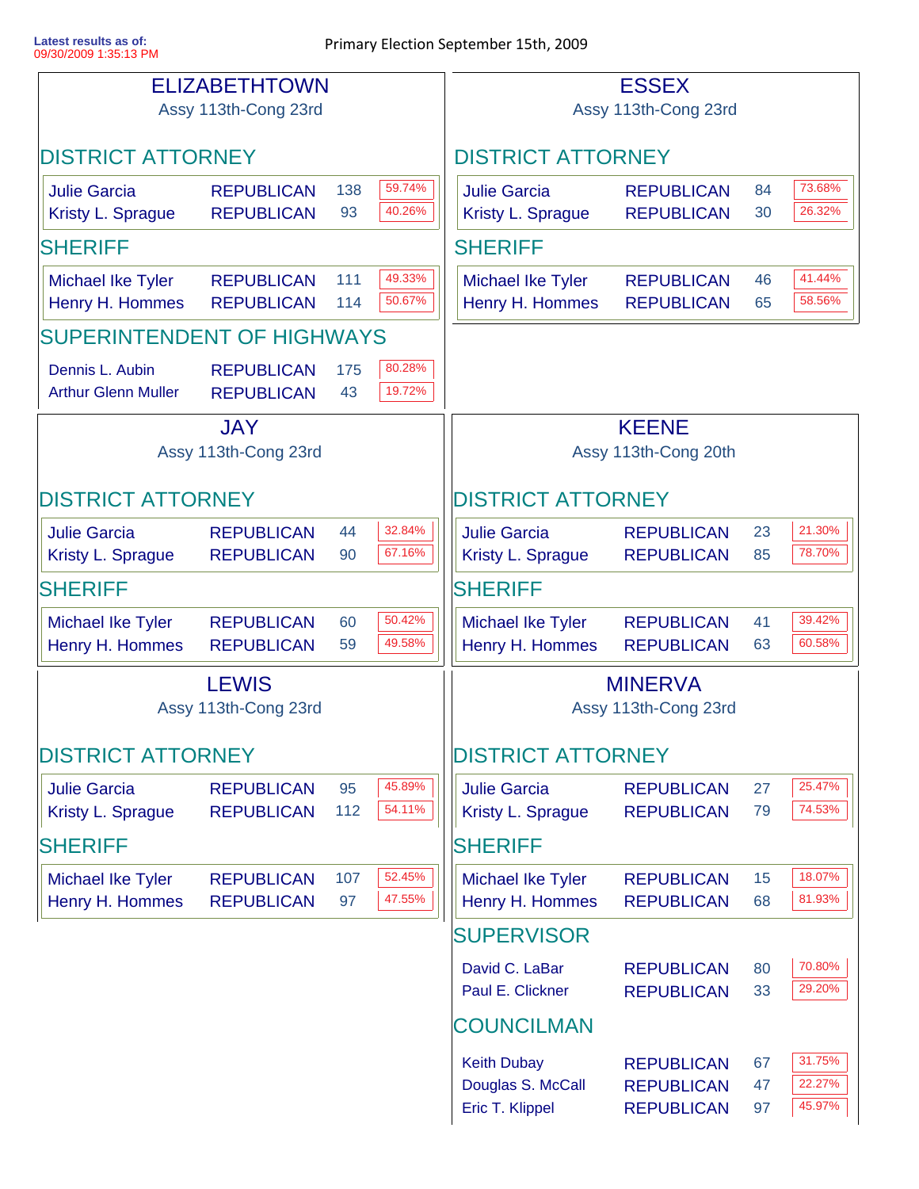Latest results as of:
09/30/2009 1:35:13 PM

Primary Election September 15th, 2009

## ELIZABETHTOWN

Assy 113th-Cong 23rd

### DISTRICT ATTORNEY

| Candidate | Party | Votes | Percent |
|---|---|---|---|
| Julie Garcia | REPUBLICAN | 138 | 59.74% |
| Kristy L. Sprague | REPUBLICAN | 93 | 40.26% |

### SHERIFF

| Candidate | Party | Votes | Percent |
|---|---|---|---|
| Michael Ike Tyler | REPUBLICAN | 111 | 49.33% |
| Henry H. Hommes | REPUBLICAN | 114 | 50.67% |

### SUPERINTENDENT OF HIGHWAYS

| Candidate | Party | Votes | Percent |
|---|---|---|---|
| Dennis L. Aubin | REPUBLICAN | 175 | 80.28% |
| Arthur Glenn Muller | REPUBLICAN | 43 | 19.72% |

## ESSEX

Assy 113th-Cong 23rd

### DISTRICT ATTORNEY

| Candidate | Party | Votes | Percent |
|---|---|---|---|
| Julie Garcia | REPUBLICAN | 84 | 73.68% |
| Kristy L. Sprague | REPUBLICAN | 30 | 26.32% |

### SHERIFF

| Candidate | Party | Votes | Percent |
|---|---|---|---|
| Michael Ike Tyler | REPUBLICAN | 46 | 41.44% |
| Henry H. Hommes | REPUBLICAN | 65 | 58.56% |

## JAY

Assy 113th-Cong 23rd

### DISTRICT ATTORNEY

| Candidate | Party | Votes | Percent |
|---|---|---|---|
| Julie Garcia | REPUBLICAN | 44 | 32.84% |
| Kristy L. Sprague | REPUBLICAN | 90 | 67.16% |

### SHERIFF

| Candidate | Party | Votes | Percent |
|---|---|---|---|
| Michael Ike Tyler | REPUBLICAN | 60 | 50.42% |
| Henry H. Hommes | REPUBLICAN | 59 | 49.58% |

## KEENE

Assy 113th-Cong 20th

### DISTRICT ATTORNEY

| Candidate | Party | Votes | Percent |
|---|---|---|---|
| Julie Garcia | REPUBLICAN | 23 | 21.30% |
| Kristy L. Sprague | REPUBLICAN | 85 | 78.70% |

### SHERIFF

| Candidate | Party | Votes | Percent |
|---|---|---|---|
| Michael Ike Tyler | REPUBLICAN | 41 | 39.42% |
| Henry H. Hommes | REPUBLICAN | 63 | 60.58% |

## LEWIS

Assy 113th-Cong 23rd

### DISTRICT ATTORNEY

| Candidate | Party | Votes | Percent |
|---|---|---|---|
| Julie Garcia | REPUBLICAN | 95 | 45.89% |
| Kristy L. Sprague | REPUBLICAN | 112 | 54.11% |

### SHERIFF

| Candidate | Party | Votes | Percent |
|---|---|---|---|
| Michael Ike Tyler | REPUBLICAN | 107 | 52.45% |
| Henry H. Hommes | REPUBLICAN | 97 | 47.55% |

## MINERVA

Assy 113th-Cong 23rd

### DISTRICT ATTORNEY

| Candidate | Party | Votes | Percent |
|---|---|---|---|
| Julie Garcia | REPUBLICAN | 27 | 25.47% |
| Kristy L. Sprague | REPUBLICAN | 79 | 74.53% |

### SHERIFF

| Candidate | Party | Votes | Percent |
|---|---|---|---|
| Michael Ike Tyler | REPUBLICAN | 15 | 18.07% |
| Henry H. Hommes | REPUBLICAN | 68 | 81.93% |

### SUPERVISOR

| Candidate | Party | Votes | Percent |
|---|---|---|---|
| David C. LaBar | REPUBLICAN | 80 | 70.80% |
| Paul E. Clickner | REPUBLICAN | 33 | 29.20% |

### COUNCILMAN

| Candidate | Party | Votes | Percent |
|---|---|---|---|
| Keith Dubay | REPUBLICAN | 67 | 31.75% |
| Douglas S. McCall | REPUBLICAN | 47 | 22.27% |
| Eric T. Klippel | REPUBLICAN | 97 | 45.97% |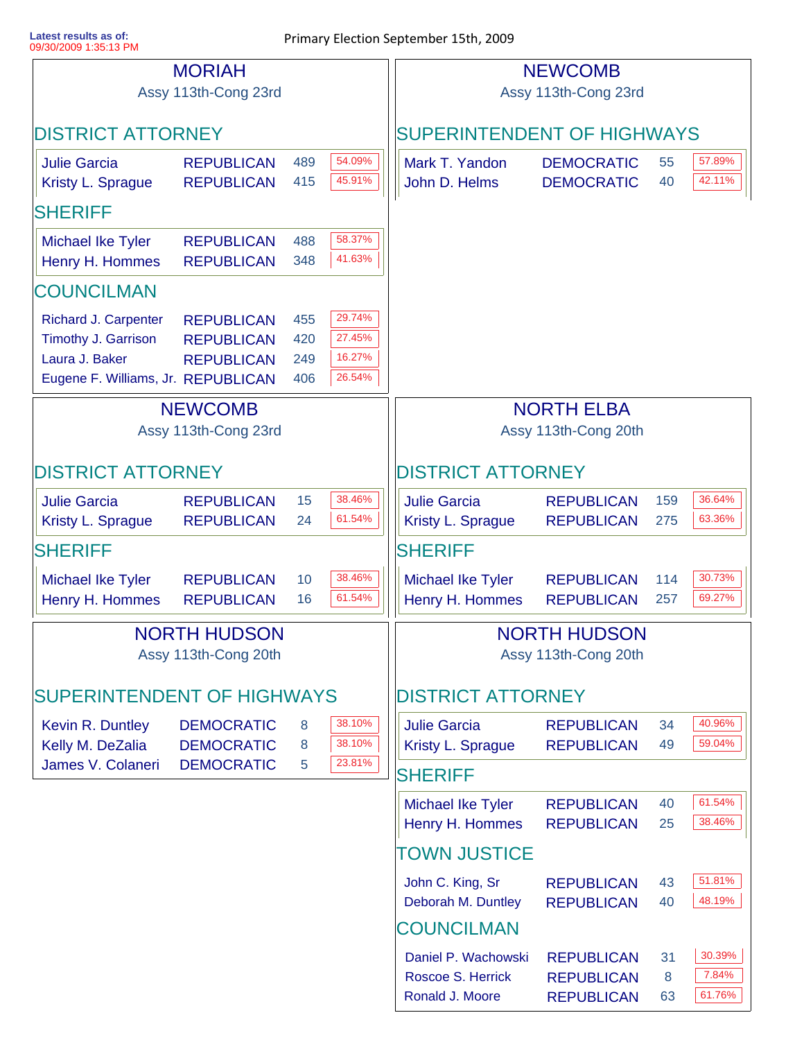Latest results as of:
09/30/2009 1:35:13 PM

Primary Election September 15th, 2009

## MORIAH

Assy 113th-Cong 23rd

### DISTRICT ATTORNEY

| Candidate | Party | Votes | Percent |
|---|---|---|---|
| Julie Garcia | REPUBLICAN | 489 | 54.09% |
| Kristy L. Sprague | REPUBLICAN | 415 | 45.91% |

### SHERIFF

| Candidate | Party | Votes | Percent |
|---|---|---|---|
| Michael Ike Tyler | REPUBLICAN | 488 | 58.37% |
| Henry H. Hommes | REPUBLICAN | 348 | 41.63% |

### COUNCILMAN

| Candidate | Party | Votes | Percent |
|---|---|---|---|
| Richard J. Carpenter | REPUBLICAN | 455 | 29.74% |
| Timothy J. Garrison | REPUBLICAN | 420 | 27.45% |
| Laura J. Baker | REPUBLICAN | 249 | 16.27% |
| Eugene F. Williams, Jr. | REPUBLICAN | 406 | 26.54% |

## NEWCOMB

Assy 113th-Cong 23rd

### SUPERINTENDENT OF HIGHWAYS

| Candidate | Party | Votes | Percent |
|---|---|---|---|
| Mark T. Yandon | DEMOCRATIC | 55 | 57.89% |
| John D. Helms | DEMOCRATIC | 40 | 42.11% |

## NEWCOMB

Assy 113th-Cong 23rd

### DISTRICT ATTORNEY

| Candidate | Party | Votes | Percent |
|---|---|---|---|
| Julie Garcia | REPUBLICAN | 15 | 38.46% |
| Kristy L. Sprague | REPUBLICAN | 24 | 61.54% |

### SHERIFF

| Candidate | Party | Votes | Percent |
|---|---|---|---|
| Michael Ike Tyler | REPUBLICAN | 10 | 38.46% |
| Henry H. Hommes | REPUBLICAN | 16 | 61.54% |

## NORTH ELBA

Assy 113th-Cong 20th

### DISTRICT ATTORNEY

| Candidate | Party | Votes | Percent |
|---|---|---|---|
| Julie Garcia | REPUBLICAN | 159 | 36.64% |
| Kristy L. Sprague | REPUBLICAN | 275 | 63.36% |

### SHERIFF

| Candidate | Party | Votes | Percent |
|---|---|---|---|
| Michael Ike Tyler | REPUBLICAN | 114 | 30.73% |
| Henry H. Hommes | REPUBLICAN | 257 | 69.27% |

## NORTH HUDSON

Assy 113th-Cong 20th

### SUPERINTENDENT OF HIGHWAYS

| Candidate | Party | Votes | Percent |
|---|---|---|---|
| Kevin R. Duntley | DEMOCRATIC | 8 | 38.10% |
| Kelly M. DeZalia | DEMOCRATIC | 8 | 38.10% |
| James V. Colaneri | DEMOCRATIC | 5 | 23.81% |

## NORTH HUDSON

Assy 113th-Cong 20th

### DISTRICT ATTORNEY

| Candidate | Party | Votes | Percent |
|---|---|---|---|
| Julie Garcia | REPUBLICAN | 34 | 40.96% |
| Kristy L. Sprague | REPUBLICAN | 49 | 59.04% |

### SHERIFF

| Candidate | Party | Votes | Percent |
|---|---|---|---|
| Michael Ike Tyler | REPUBLICAN | 40 | 61.54% |
| Henry H. Hommes | REPUBLICAN | 25 | 38.46% |

### TOWN JUSTICE

| Candidate | Party | Votes | Percent |
|---|---|---|---|
| John C. King, Sr | REPUBLICAN | 43 | 51.81% |
| Deborah M. Duntley | REPUBLICAN | 40 | 48.19% |

### COUNCILMAN

| Candidate | Party | Votes | Percent |
|---|---|---|---|
| Daniel P. Wachowski | REPUBLICAN | 31 | 30.39% |
| Roscoe S. Herrick | REPUBLICAN | 8 | 7.84% |
| Ronald J. Moore | REPUBLICAN | 63 | 61.76% |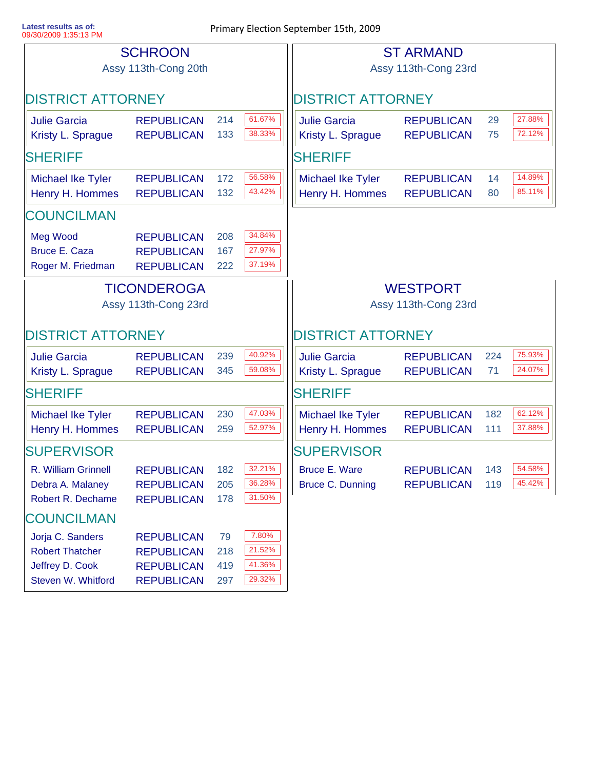Latest results as of:
09/30/2009 1:35:13 PM

Primary Election September 15th, 2009

## SCHROON

Assy 113th-Cong 20th

### DISTRICT ATTORNEY

| Candidate | Party | Votes | Percent |
|---|---|---|---|
| Julie Garcia | REPUBLICAN | 214 | 61.67% |
| Kristy L. Sprague | REPUBLICAN | 133 | 38.33% |

### SHERIFF

| Candidate | Party | Votes | Percent |
|---|---|---|---|
| Michael Ike Tyler | REPUBLICAN | 172 | 56.58% |
| Henry H. Hommes | REPUBLICAN | 132 | 43.42% |

### COUNCILMAN

| Candidate | Party | Votes | Percent |
|---|---|---|---|
| Meg Wood | REPUBLICAN | 208 | 34.84% |
| Bruce E. Caza | REPUBLICAN | 167 | 27.97% |
| Roger M. Friedman | REPUBLICAN | 222 | 37.19% |

## ST ARMAND

Assy 113th-Cong 23rd

### DISTRICT ATTORNEY

| Candidate | Party | Votes | Percent |
|---|---|---|---|
| Julie Garcia | REPUBLICAN | 29 | 27.88% |
| Kristy L. Sprague | REPUBLICAN | 75 | 72.12% |

### SHERIFF

| Candidate | Party | Votes | Percent |
|---|---|---|---|
| Michael Ike Tyler | REPUBLICAN | 14 | 14.89% |
| Henry H. Hommes | REPUBLICAN | 80 | 85.11% |

## TICONDEROGA

Assy 113th-Cong 23rd

### DISTRICT ATTORNEY

| Candidate | Party | Votes | Percent |
|---|---|---|---|
| Julie Garcia | REPUBLICAN | 239 | 40.92% |
| Kristy L. Sprague | REPUBLICAN | 345 | 59.08% |

### SHERIFF

| Candidate | Party | Votes | Percent |
|---|---|---|---|
| Michael Ike Tyler | REPUBLICAN | 230 | 47.03% |
| Henry H. Hommes | REPUBLICAN | 259 | 52.97% |

### SUPERVISOR

| Candidate | Party | Votes | Percent |
|---|---|---|---|
| R. William Grinnell | REPUBLICAN | 182 | 32.21% |
| Debra A. Malaney | REPUBLICAN | 205 | 36.28% |
| Robert R. Dechame | REPUBLICAN | 178 | 31.50% |

### COUNCILMAN

| Candidate | Party | Votes | Percent |
|---|---|---|---|
| Jorja C. Sanders | REPUBLICAN | 79 | 7.80% |
| Robert Thatcher | REPUBLICAN | 218 | 21.52% |
| Jeffrey D. Cook | REPUBLICAN | 419 | 41.36% |
| Steven W. Whitford | REPUBLICAN | 297 | 29.32% |

## WESTPORT

Assy 113th-Cong 23rd

### DISTRICT ATTORNEY

| Candidate | Party | Votes | Percent |
|---|---|---|---|
| Julie Garcia | REPUBLICAN | 224 | 75.93% |
| Kristy L. Sprague | REPUBLICAN | 71 | 24.07% |

### SHERIFF

| Candidate | Party | Votes | Percent |
|---|---|---|---|
| Michael Ike Tyler | REPUBLICAN | 182 | 62.12% |
| Henry H. Hommes | REPUBLICAN | 111 | 37.88% |

### SUPERVISOR

| Candidate | Party | Votes | Percent |
|---|---|---|---|
| Bruce E. Ware | REPUBLICAN | 143 | 54.58% |
| Bruce C. Dunning | REPUBLICAN | 119 | 45.42% |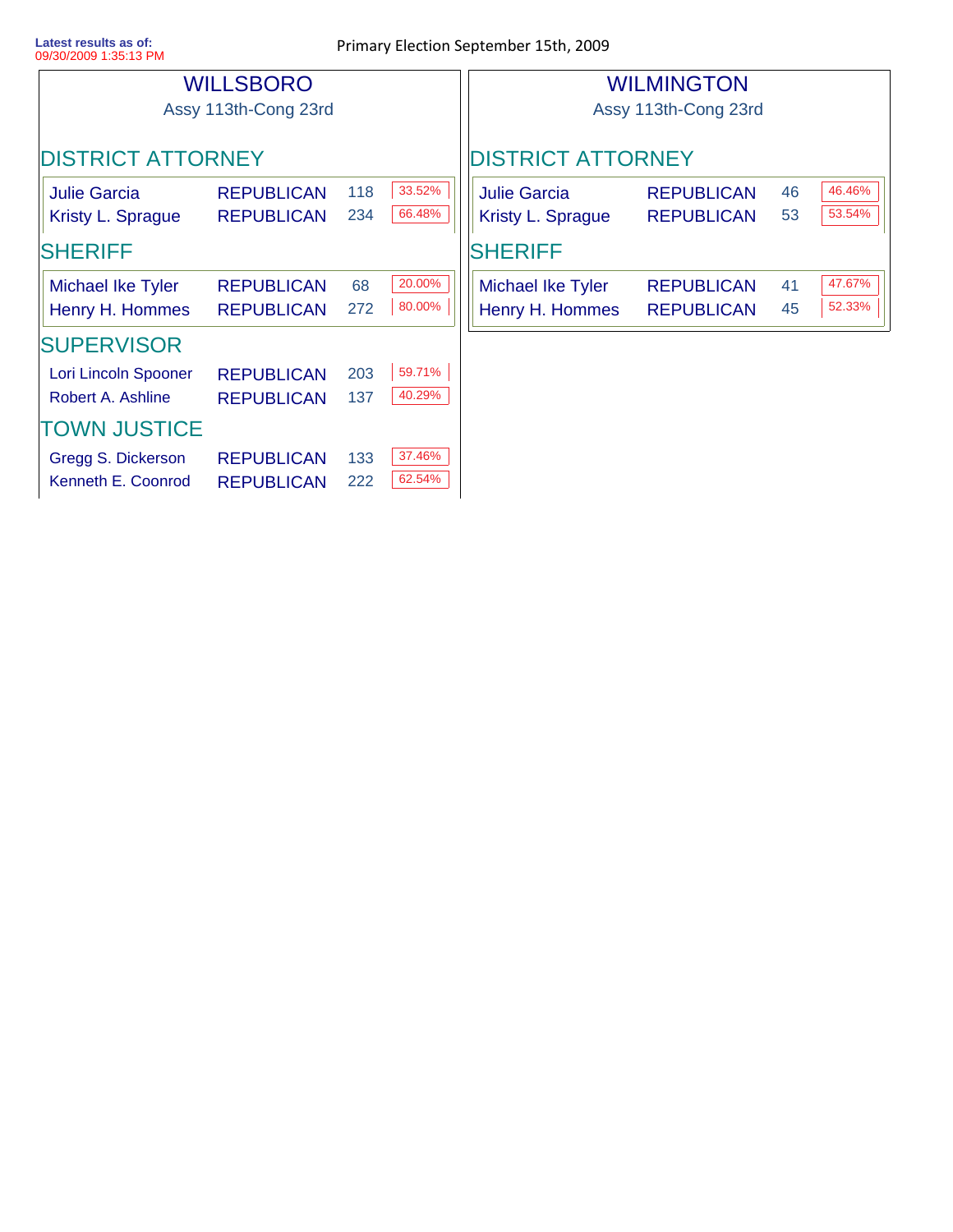Latest results as of:
09/30/2009 1:35:13 PM

Primary Election September 15th, 2009

# WILLSBORO

Assy 113th-Cong 23rd

## DISTRICT ATTORNEY

| | | | |
|---|---|---|---|
| Julie Garcia | REPUBLICAN | 118 | 33.52% |
| Kristy L. Sprague | REPUBLICAN | 234 | 66.48% |

## SHERIFF

| | | | |
|---|---|---|---|
| Michael Ike Tyler | REPUBLICAN | 68 | 20.00% |
| Henry H. Hommes | REPUBLICAN | 272 | 80.00% |

## SUPERVISOR

| | | | |
|---|---|---|---|
| Lori Lincoln Spooner | REPUBLICAN | 203 | 59.71% |
| Robert A. Ashline | REPUBLICAN | 137 | 40.29% |

## TOWN JUSTICE

| | | | |
|---|---|---|---|
| Gregg S. Dickerson | REPUBLICAN | 133 | 37.46% |
| Kenneth E. Coonrod | REPUBLICAN | 222 | 62.54% |

# WILMINGTON

Assy 113th-Cong 23rd

## DISTRICT ATTORNEY

| | | | |
|---|---|---|---|
| Julie Garcia | REPUBLICAN | 46 | 46.46% |
| Kristy L. Sprague | REPUBLICAN | 53 | 53.54% |

## SHERIFF

| | | | |
|---|---|---|---|
| Michael Ike Tyler | REPUBLICAN | 41 | 47.67% |
| Henry H. Hommes | REPUBLICAN | 45 | 52.33% |